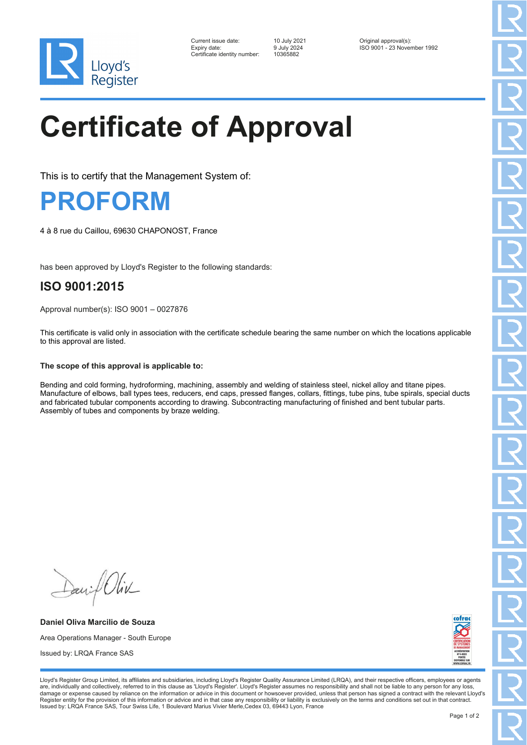Lloyd's Register

Current issue date: 10 July 2021
Expiry date: 9 July 2024
Certificate identity number: 10365882

Original approval(s):
ISO 9001 - 23 November 1992

# Certificate of Approval

This is to certify that the Management System of:

## PROFORM

4 à 8 rue du Caillou, 69630 CHAPONOST, France

has been approved by Lloyd's Register to the following standards:

## ISO 9001:2015

Approval number(s): ISO 9001 – 0027876

This certificate is valid only in association with the certificate schedule bearing the same number on which the locations applicable to this approval are listed.

**The scope of this approval is applicable to:**

Bending and cold forming, hydroforming, machining, assembly and welding of stainless steel, nickel alloy and titane pipes. Manufacture of elbows, ball types tees, reducers, end caps, pressed flanges, collars, fittings, tube pins, tube spirals, special ducts and fabricated tubular components according to drawing. Subcontracting manufacturing of finished and bent tubular parts. Assembly of tubes and components by braze welding.

**Daniel Oliva Marcilio de Souza**

Area Operations Manager - South Europe

Issued by: LRQA France SAS

Lloyd's Register Group Limited, its affiliates and subsidiaries, including Lloyd's Register Quality Assurance Limited (LRQA), and their respective officers, employees or agents are, individually and collectively, referred to in this clause as 'Lloyd's Register'. Lloyd's Register assumes no responsibility and shall not be liable to any person for any loss, damage or expense caused by reliance on the information or advice in this document or howsoever provided, unless that person has signed a contract with the relevant Lloyd's Register entity for the provision of this information or advice and in that case any responsibility or liability is exclusively on the terms and conditions set out in that contract.
Issued by: LRQA France SAS, Tour Swiss Life, 1 Boulevard Marius Vivier Merle,Cedex 03, 69443 Lyon, France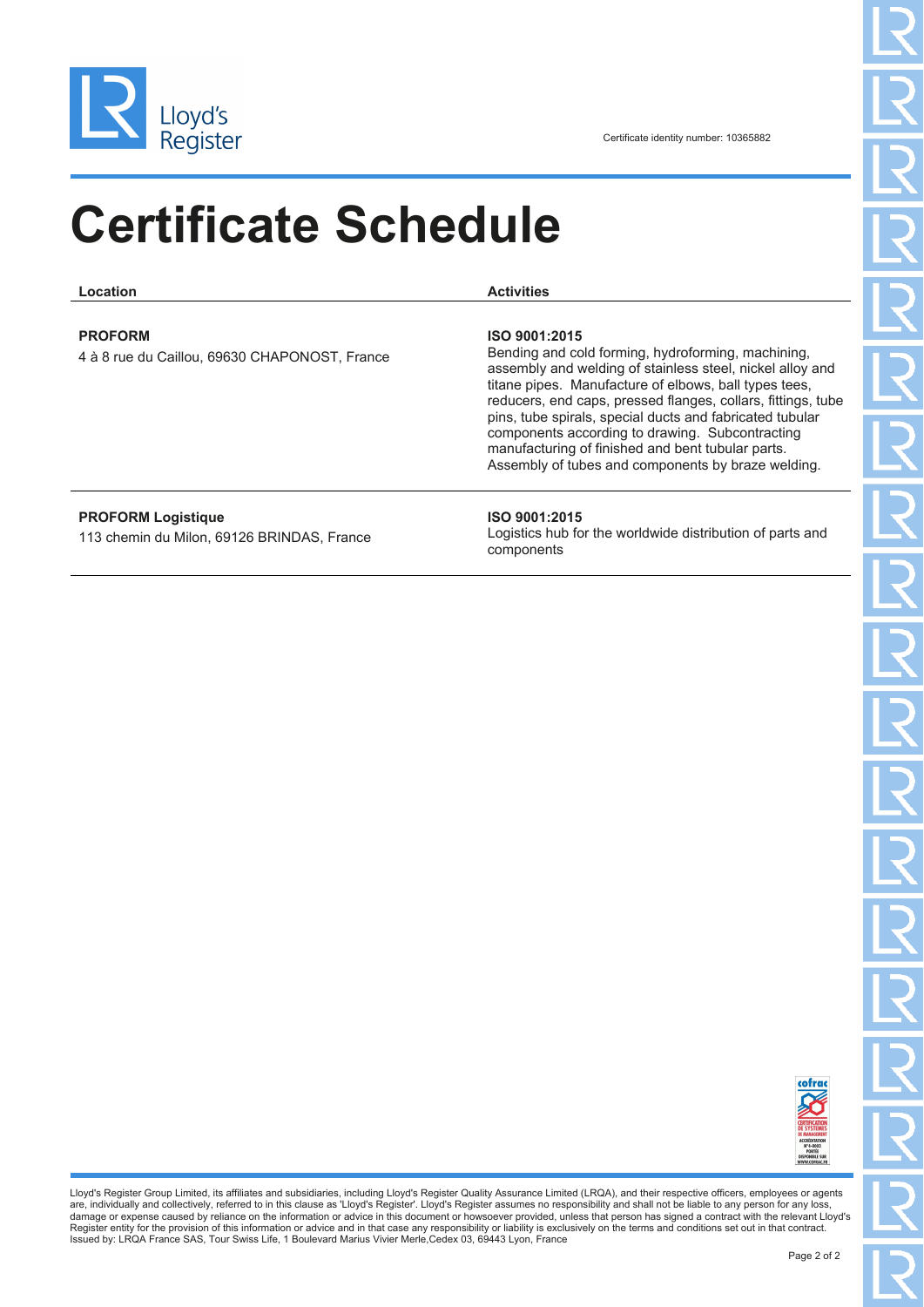Certificate identity number: 10365882

# Certificate Schedule

| Location | Activities |
| --- | --- |
| **PROFORM**<br>4 à 8 rue du Caillou, 69630 CHAPONOST, France | **ISO 9001:2015**<br>Bending and cold forming, hydroforming, machining, assembly and welding of stainless steel, nickel alloy and titane pipes. Manufacture of elbows, ball types tees, reducers, end caps, pressed flanges, collars, fittings, tube pins, tube spirals, special ducts and fabricated tubular components according to drawing. Subcontracting manufacturing of finished and bent tubular parts. Assembly of tubes and components by braze welding. |
| **PROFORM Logistique**<br>113 chemin du Milon, 69126 BRINDAS, France | **ISO 9001:2015**<br>Logistics hub for the worldwide distribution of parts and components |

Lloyd's Register Group Limited, its affiliates and subsidiaries, including Lloyd's Register Quality Assurance Limited (LRQA), and their respective officers, employees or agents are, individually and collectively, referred to in this clause as 'Lloyd's Register'. Lloyd's Register assumes no responsibility and shall not be liable to any person for any loss, damage or expense caused by reliance on the information or advice in this document or howsoever provided, unless that person has signed a contract with the relevant Lloyd's Register entity for the provision of this information or advice and in that case any responsibility or liability is exclusively on the terms and conditions set out in that contract.
Issued by: LRQA France SAS, Tour Swiss Life, 1 Boulevard Marius Vivier Merle,Cedex 03, 69443 Lyon, France